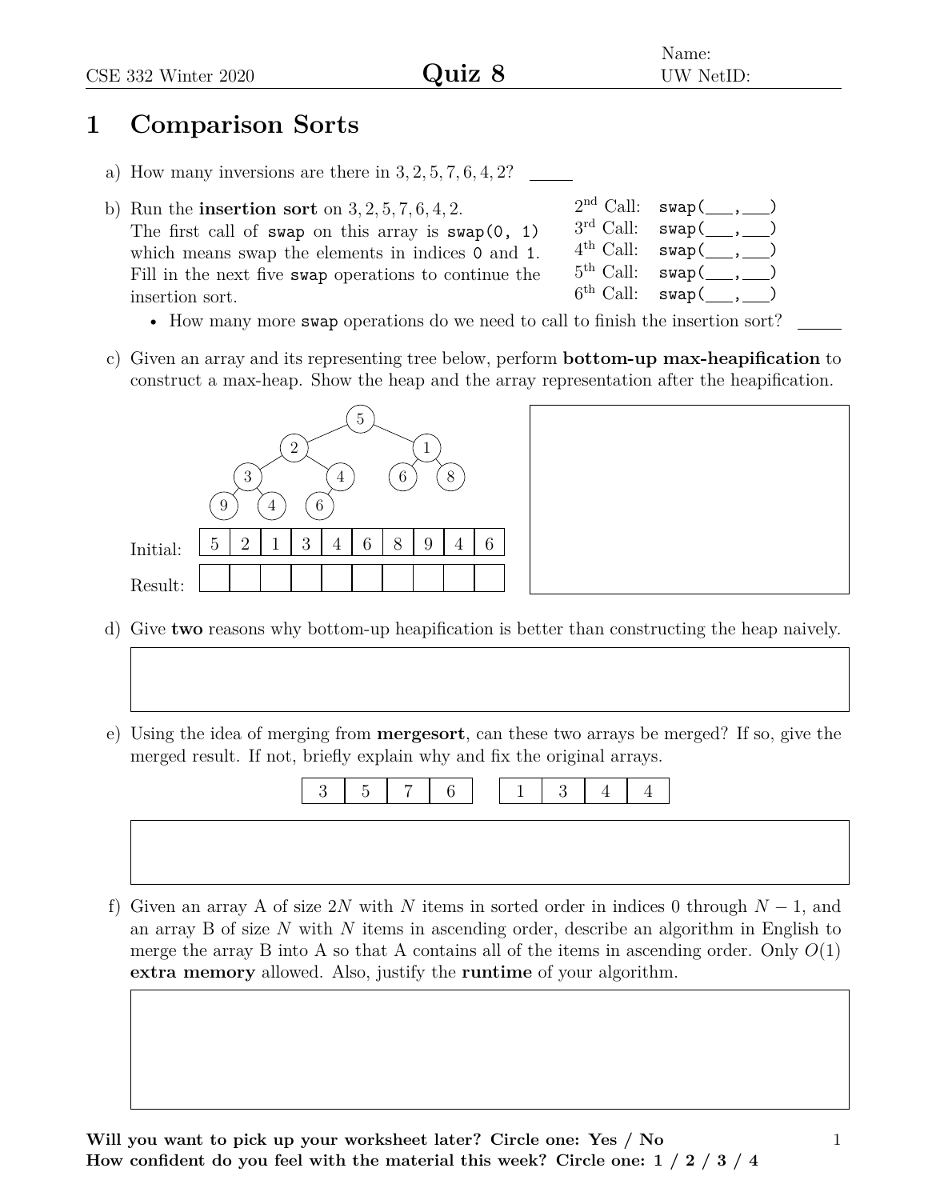Name:

CSE 332 Winter 2020 **Quiz 8** UW NetID:

# 1 Comparison Sorts

a) How many inversions are there in $3, 2, 5, 7, 6, 4, 2$? \_\_\_\_\_

b) Run the **insertion sort** on $3, 2, 5, 7, 6, 4, 2$.
The first call of `swap` on this array is `swap(0, 1)` which means swap the elements in indices `0` and `1`. Fill in the next five `swap` operations to continue the insertion sort.

2nd Call: `swap(___,___)`
3rd Call: `swap(___,___)`
4th Call: `swap(___,___)`
5th Call: `swap(___,___)`
6th Call: `swap(___,___)`

- How many more `swap` operations do we need to call to finish the insertion sort? \_\_\_\_\_

c) Given an array and its representing tree below, perform **bottom-up max-heapification** to construct a max-heap. Show the heap and the array representation after the heapification.

```
              5
         /         \
        2           1
      /   \       /   \
     3     4     6     8
    / \   /
   9   4 6
```

| | | | | | | | | | | |
|---|---|---|---|---|---|---|---|---|---|---|
| Initial: | 5 | 2 | 1 | 3 | 4 | 6 | 8 | 9 | 4 | 6 |
| Result: | | | | | | | | | | |

d) Give **two** reasons why bottom-up heapification is better than constructing the heap naively.

e) Using the idea of merging from **mergesort**, can these two arrays be merged? If so, give the merged result. If not, briefly explain why and fix the original arrays.

| 3 | 5 | 7 | 6 |
|---|---|---|---|

| 1 | 3 | 4 | 4 |
|---|---|---|---|

f) Given an array A of size $2N$ with $N$ items in sorted order in indices 0 through $N-1$, and an array B of size $N$ with $N$ items in ascending order, describe an algorithm in English to merge the array B into A so that A contains all of the items in ascending order. Only $O(1)$ **extra memory** allowed. Also, justify the **runtime** of your algorithm.

**Will you want to pick up your worksheet later? Circle one: Yes / No**
**How confident do you feel with the material this week? Circle one: 1 / 2 / 3 / 4**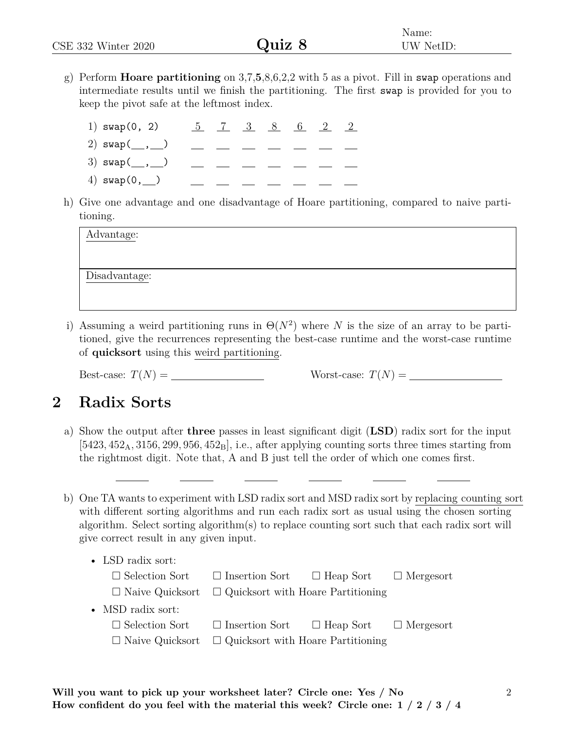g) Perform **Hoare partitioning** on 3,7,**5**,8,6,2,2 with 5 as a pivot. Fill in `swap` operations and intermediate results until we finish the partitioning. The first `swap` is provided for you to keep the pivot safe at the leftmost index.

1) `swap(0, 2)`   5   7   3   8   6   2   2
2) `swap(__,__)`   __ __ __ __ __ __ __
3) `swap(__,__)`   __ __ __ __ __ __ __
4) `swap(0,__)`   __ __ __ __ __ __ __

h) Give one advantage and one disadvantage of Hoare partitioning, compared to naive partitioning.

| |
|---|
| Advantage: |
| Disadvantage: |

i) Assuming a weird partitioning runs in $\Theta(N^2)$ where $N$ is the size of an array to be partitioned, give the recurrences representing the best-case runtime and the worst-case runtime of **quicksort** using this weird partitioning.

Best-case: $T(N) =$ ________________    Worst-case: $T(N) =$ ________________

## 2 Radix Sorts

a) Show the output after **three** passes in least significant digit (**LSD**) radix sort for the input $[5423, 452_A, 3156, 299, 956, 452_B]$, i.e., after applying counting sorts three times starting from the rightmost digit. Note that, A and B just tell the order of which one comes first.

______ ______ ______ ______ ______ ______

b) One TA wants to experiment with LSD radix sort and MSD radix sort by replacing counting sort with different sorting algorithms and run each radix sort as usual using the chosen sorting algorithm. Select sorting algorithm(s) to replace counting sort such that each radix sort will give correct result in any given input.

- LSD radix sort:
  - ☐ Selection Sort ☐ Insertion Sort ☐ Heap Sort ☐ Mergesort
  - ☐ Naive Quicksort ☐ Quicksort with Hoare Partitioning
- MSD radix sort:
  - ☐ Selection Sort ☐ Insertion Sort ☐ Heap Sort ☐ Mergesort
  - ☐ Naive Quicksort ☐ Quicksort with Hoare Partitioning

**Will you want to pick up your worksheet later? Circle one: Yes / No**
**How confident do you feel with the material this week? Circle one: 1 / 2 / 3 / 4**